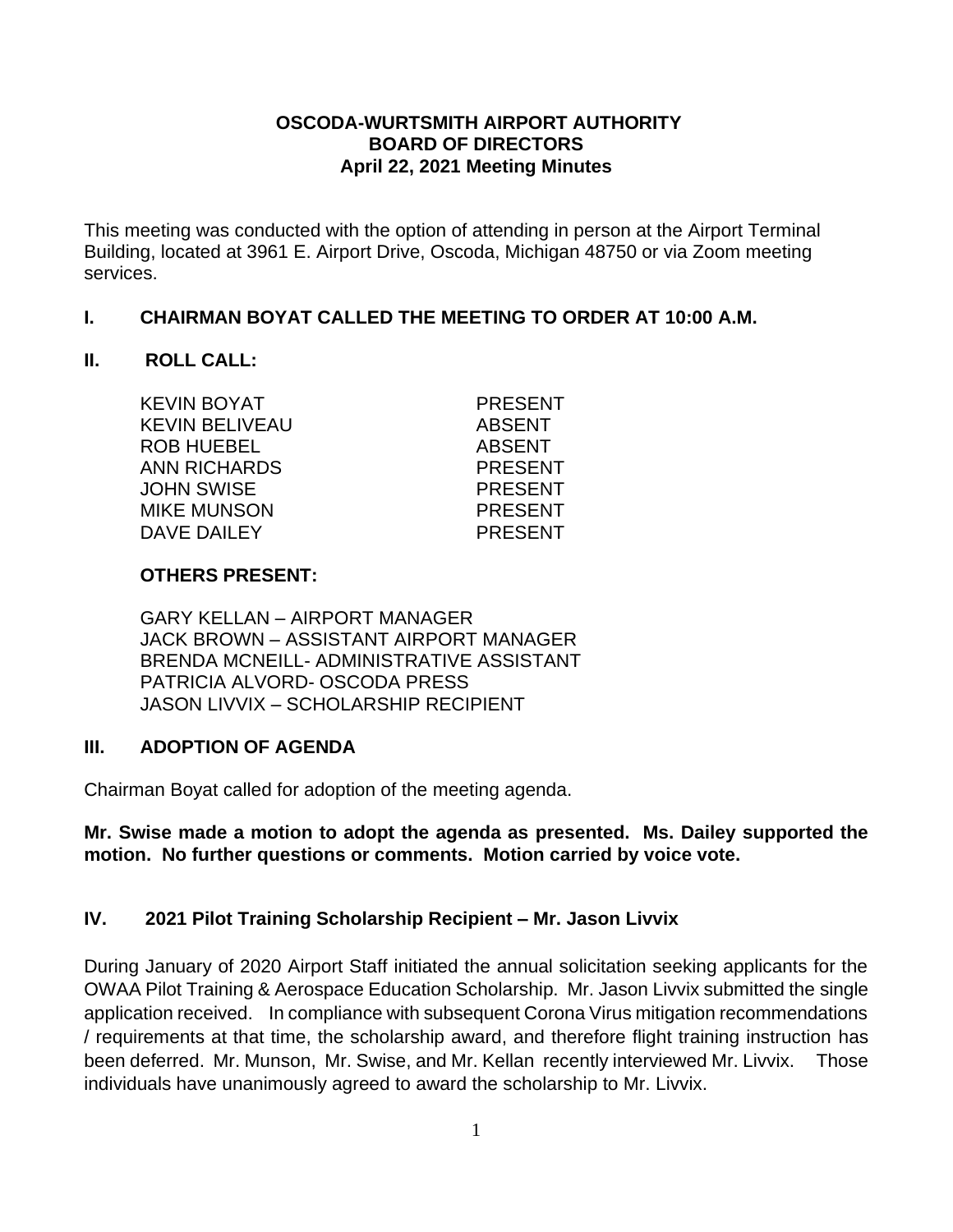**OSCODA-WURTSMITH AIRPORT AUTHORITY**
**BOARD OF DIRECTORS**
**April 22, 2021 Meeting Minutes**

This meeting was conducted with the option of attending in person at the Airport Terminal Building, located at 3961 E. Airport Drive, Oscoda, Michigan 48750 or via Zoom meeting services.

## I. CHAIRMAN BOYAT CALLED THE MEETING TO ORDER AT 10:00 A.M.

## II. ROLL CALL:

| | |
|---|---|
| KEVIN BOYAT | PRESENT |
| KEVIN BELIVEAU | ABSENT |
| ROB HUEBEL | ABSENT |
| ANN RICHARDS | PRESENT |
| JOHN SWISE | PRESENT |
| MIKE MUNSON | PRESENT |
| DAVE DAILEY | PRESENT |

**OTHERS PRESENT:**

GARY KELLAN – AIRPORT MANAGER
JACK BROWN – ASSISTANT AIRPORT MANAGER
BRENDA MCNEILL- ADMINISTRATIVE ASSISTANT
PATRICIA ALVORD- OSCODA PRESS
JASON LIVVIX – SCHOLARSHIP RECIPIENT

## III. ADOPTION OF AGENDA

Chairman Boyat called for adoption of the meeting agenda.

**Mr. Swise made a motion to adopt the agenda as presented. Ms. Dailey supported the motion. No further questions or comments. Motion carried by voice vote.**

## IV. 2021 Pilot Training Scholarship Recipient – Mr. Jason Livvix

During January of 2020 Airport Staff initiated the annual solicitation seeking applicants for the OWAA Pilot Training & Aerospace Education Scholarship. Mr. Jason Livvix submitted the single application received. In compliance with subsequent Corona Virus mitigation recommendations / requirements at that time, the scholarship award, and therefore flight training instruction has been deferred. Mr. Munson, Mr. Swise, and Mr. Kellan recently interviewed Mr. Livvix. Those individuals have unanimously agreed to award the scholarship to Mr. Livvix.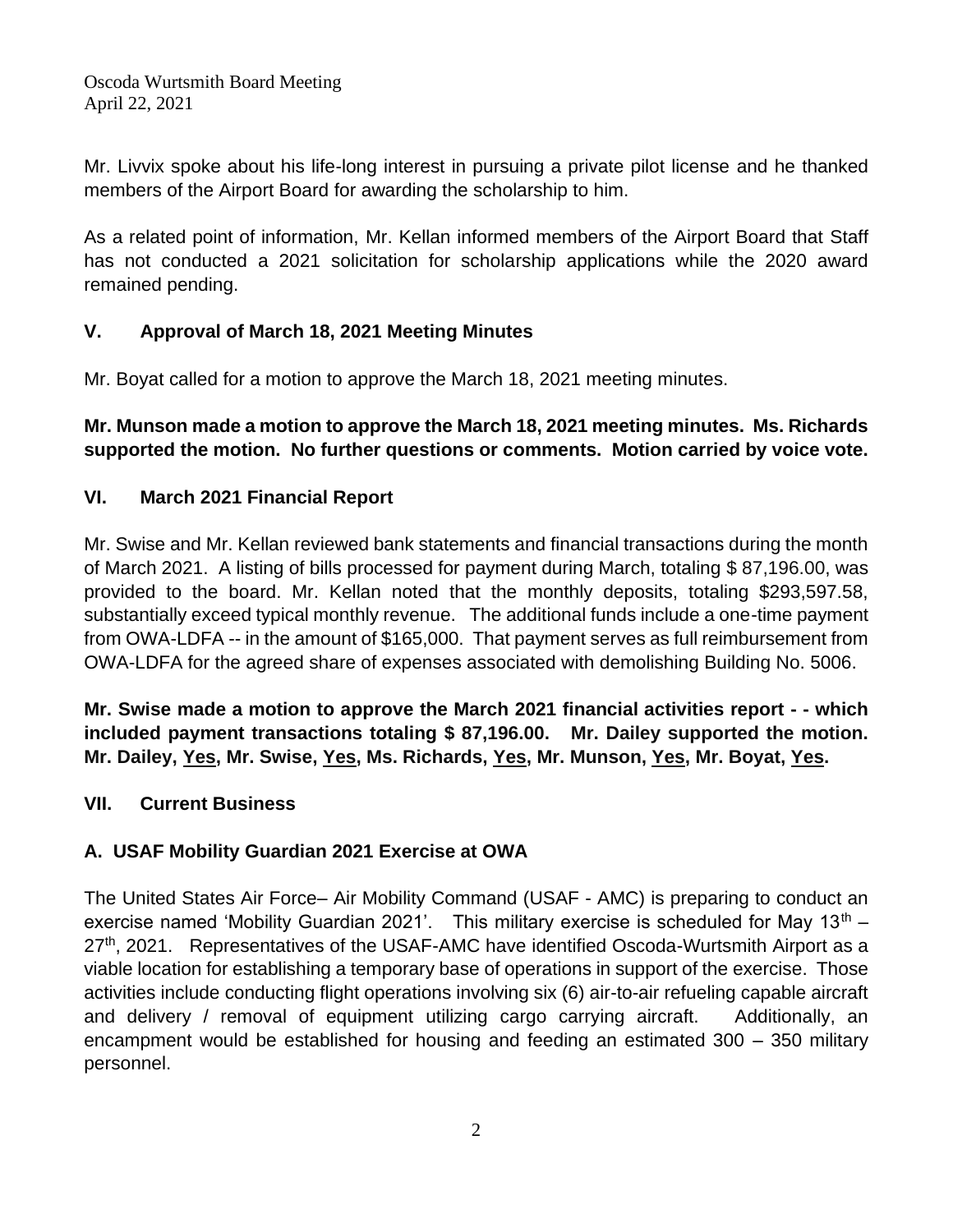Mr. Livvix spoke about his life-long interest in pursuing a private pilot license and he thanked members of the Airport Board for awarding the scholarship to him.

As a related point of information, Mr. Kellan informed members of the Airport Board that Staff has not conducted a 2021 solicitation for scholarship applications while the 2020 award remained pending.

## V. Approval of March 18, 2021 Meeting Minutes

Mr. Boyat called for a motion to approve the March 18, 2021 meeting minutes.

**Mr. Munson made a motion to approve the March 18, 2021 meeting minutes. Ms. Richards supported the motion. No further questions or comments. Motion carried by voice vote.**

## VI. March 2021 Financial Report

Mr. Swise and Mr. Kellan reviewed bank statements and financial transactions during the month of March 2021. A listing of bills processed for payment during March, totaling $ 87,196.00, was provided to the board. Mr. Kellan noted that the monthly deposits, totaling $293,597.58, substantially exceed typical monthly revenue. The additional funds include a one-time payment from OWA-LDFA -- in the amount of $165,000. That payment serves as full reimbursement from OWA-LDFA for the agreed share of expenses associated with demolishing Building No. 5006.

**Mr. Swise made a motion to approve the March 2021 financial activities report - - which included payment transactions totaling $ 87,196.00. Mr. Dailey supported the motion. Mr. Dailey, <u>Yes</u>, Mr. Swise, <u>Yes</u>, Ms. Richards, <u>Yes</u>, Mr. Munson, <u>Yes</u>, Mr. Boyat, <u>Yes</u>.**

## VII. Current Business

### A. USAF Mobility Guardian 2021 Exercise at OWA

The United States Air Force– Air Mobility Command (USAF - AMC) is preparing to conduct an exercise named 'Mobility Guardian 2021'. This military exercise is scheduled for May 13th – 27th, 2021. Representatives of the USAF-AMC have identified Oscoda-Wurtsmith Airport as a viable location for establishing a temporary base of operations in support of the exercise. Those activities include conducting flight operations involving six (6) air-to-air refueling capable aircraft and delivery / removal of equipment utilizing cargo carrying aircraft. Additionally, an encampment would be established for housing and feeding an estimated 300 – 350 military personnel.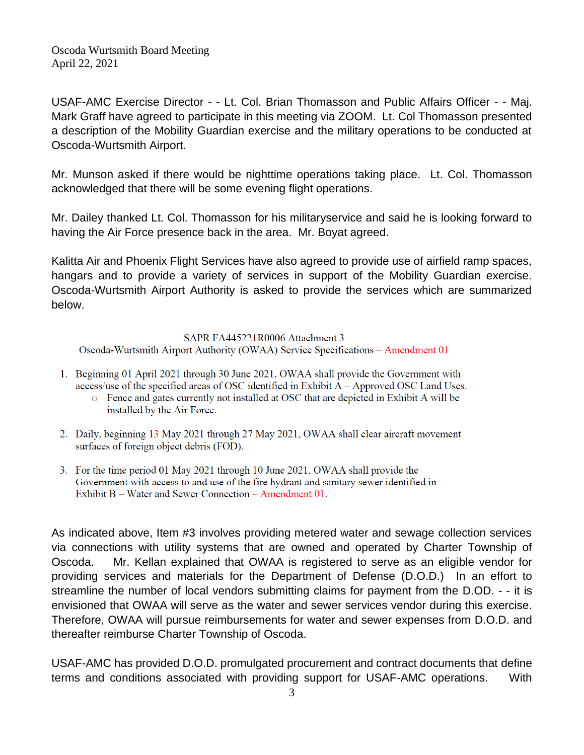Oscoda Wurtsmith Board Meeting
April 22, 2021

USAF-AMC Exercise Director - - Lt. Col. Brian Thomasson and Public Affairs Officer - - Maj. Mark Graff have agreed to participate in this meeting via ZOOM. Lt. Col Thomasson presented a description of the Mobility Guardian exercise and the military operations to be conducted at Oscoda-Wurtsmith Airport.

Mr. Munson asked if there would be nighttime operations taking place. Lt. Col. Thomasson acknowledged that there will be some evening flight operations.

Mr. Dailey thanked Lt. Col. Thomasson for his militaryservice and said he is looking forward to having the Air Force presence back in the area. Mr. Boyat agreed.

Kalitta Air and Phoenix Flight Services have also agreed to provide use of airfield ramp spaces, hangars and to provide a variety of services in support of the Mobility Guardian exercise. Oscoda-Wurtsmith Airport Authority is asked to provide the services which are summarized below.

SAPR FA445221R0006 Attachment 3
Oscoda-Wurtsmith Airport Authority (OWAA) Service Specifications – Amendment 01

1. Beginning 01 April 2021 through 30 June 2021, OWAA shall provide the Government with access/use of the specified areas of OSC identified in Exhibit A – Approved OSC Land Uses.
   - Fence and gates currently not installed at OSC that are depicted in Exhibit A will be installed by the Air Force.

2. Daily, beginning 13 May 2021 through 27 May 2021, OWAA shall clear aircraft movement surfaces of foreign object debris (FOD).

3. For the time period 01 May 2021 through 10 June 2021, OWAA shall provide the Government with access to and use of the fire hydrant and sanitary sewer identified in Exhibit B – Water and Sewer Connection – Amendment 01.

As indicated above, Item #3 involves providing metered water and sewage collection services via connections with utility systems that are owned and operated by Charter Township of Oscoda. Mr. Kellan explained that OWAA is registered to serve as an eligible vendor for providing services and materials for the Department of Defense (D.O.D.) In an effort to streamline the number of local vendors submitting claims for payment from the D.OD. - - it is envisioned that OWAA will serve as the water and sewer services vendor during this exercise. Therefore, OWAA will pursue reimbursements for water and sewer expenses from D.O.D. and thereafter reimburse Charter Township of Oscoda.

USAF-AMC has provided D.O.D. promulgated procurement and contract documents that define terms and conditions associated with providing support for USAF-AMC operations. With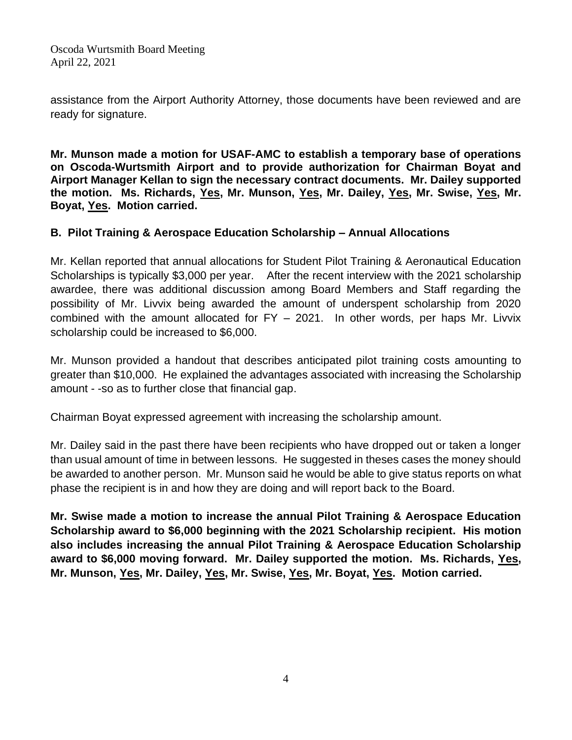assistance from the Airport Authority Attorney, those documents have been reviewed and are ready for signature.

**Mr. Munson made a motion for USAF-AMC to establish a temporary base of operations on Oscoda-Wurtsmith Airport and to provide authorization for Chairman Boyat and Airport Manager Kellan to sign the necessary contract documents. Mr. Dailey supported the motion. Ms. Richards, <u>Yes</u>, Mr. Munson, <u>Yes</u>, Mr. Dailey, <u>Yes</u>, Mr. Swise, <u>Yes</u>, Mr. Boyat, <u>Yes</u>. Motion carried.**

**B. Pilot Training & Aerospace Education Scholarship – Annual Allocations**

Mr. Kellan reported that annual allocations for Student Pilot Training & Aeronautical Education Scholarships is typically $3,000 per year. After the recent interview with the 2021 scholarship awardee, there was additional discussion among Board Members and Staff regarding the possibility of Mr. Livvix being awarded the amount of underspent scholarship from 2020 combined with the amount allocated for FY – 2021. In other words, per haps Mr. Livvix scholarship could be increased to $6,000.

Mr. Munson provided a handout that describes anticipated pilot training costs amounting to greater than $10,000. He explained the advantages associated with increasing the Scholarship amount - -so as to further close that financial gap.

Chairman Boyat expressed agreement with increasing the scholarship amount.

Mr. Dailey said in the past there have been recipients who have dropped out or taken a longer than usual amount of time in between lessons. He suggested in theses cases the money should be awarded to another person. Mr. Munson said he would be able to give status reports on what phase the recipient is in and how they are doing and will report back to the Board.

**Mr. Swise made a motion to increase the annual Pilot Training & Aerospace Education Scholarship award to $6,000 beginning with the 2021 Scholarship recipient. His motion also includes increasing the annual Pilot Training & Aerospace Education Scholarship award to $6,000 moving forward. Mr. Dailey supported the motion. Ms. Richards, <u>Yes</u>, Mr. Munson, <u>Yes</u>, Mr. Dailey, <u>Yes</u>, Mr. Swise, <u>Yes</u>, Mr. Boyat, <u>Yes</u>. Motion carried.**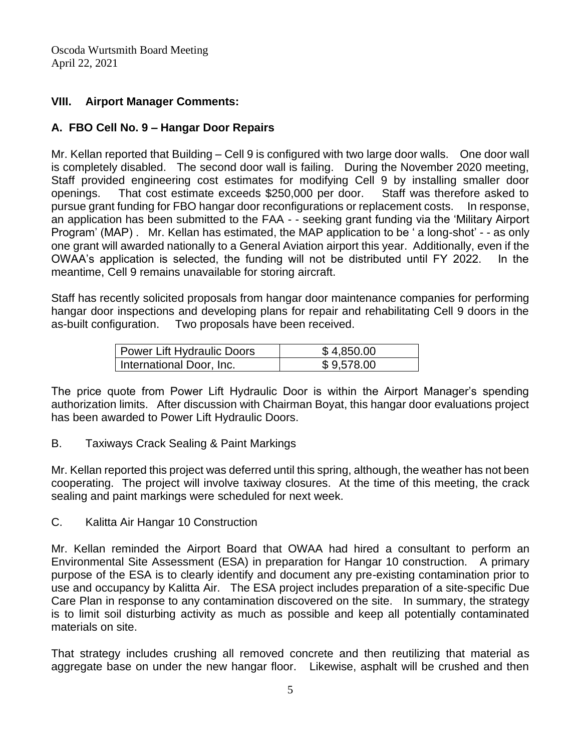## VIII. Airport Manager Comments:

### A. FBO Cell No. 9 – Hangar Door Repairs

Mr. Kellan reported that Building – Cell 9 is configured with two large door walls. One door wall is completely disabled. The second door wall is failing. During the November 2020 meeting, Staff provided engineering cost estimates for modifying Cell 9 by installing smaller door openings. That cost estimate exceeds $250,000 per door. Staff was therefore asked to pursue grant funding for FBO hangar door reconfigurations or replacement costs. In response, an application has been submitted to the FAA - - seeking grant funding via the 'Military Airport Program' (MAP) . Mr. Kellan has estimated, the MAP application to be ' a long-shot' - - as only one grant will awarded nationally to a General Aviation airport this year. Additionally, even if the OWAA's application is selected, the funding will not be distributed until FY 2022. In the meantime, Cell 9 remains unavailable for storing aircraft.

Staff has recently solicited proposals from hangar door maintenance companies for performing hangar door inspections and developing plans for repair and rehabilitating Cell 9 doors in the as-built configuration. Two proposals have been received.

| Company | Price |
|---|---|
| Power Lift Hydraulic Doors | $ 4,850.00 |
| International Door, Inc. | $ 9,578.00 |

The price quote from Power Lift Hydraulic Door is within the Airport Manager's spending authorization limits. After discussion with Chairman Boyat, this hangar door evaluations project has been awarded to Power Lift Hydraulic Doors.

### B. Taxiways Crack Sealing & Paint Markings

Mr. Kellan reported this project was deferred until this spring, although, the weather has not been cooperating. The project will involve taxiway closures. At the time of this meeting, the crack sealing and paint markings were scheduled for next week.

### C. Kalitta Air Hangar 10 Construction

Mr. Kellan reminded the Airport Board that OWAA had hired a consultant to perform an Environmental Site Assessment (ESA) in preparation for Hangar 10 construction. A primary purpose of the ESA is to clearly identify and document any pre-existing contamination prior to use and occupancy by Kalitta Air. The ESA project includes preparation of a site-specific Due Care Plan in response to any contamination discovered on the site. In summary, the strategy is to limit soil disturbing activity as much as possible and keep all potentially contaminated materials on site.

That strategy includes crushing all removed concrete and then reutilizing that material as aggregate base on under the new hangar floor. Likewise, asphalt will be crushed and then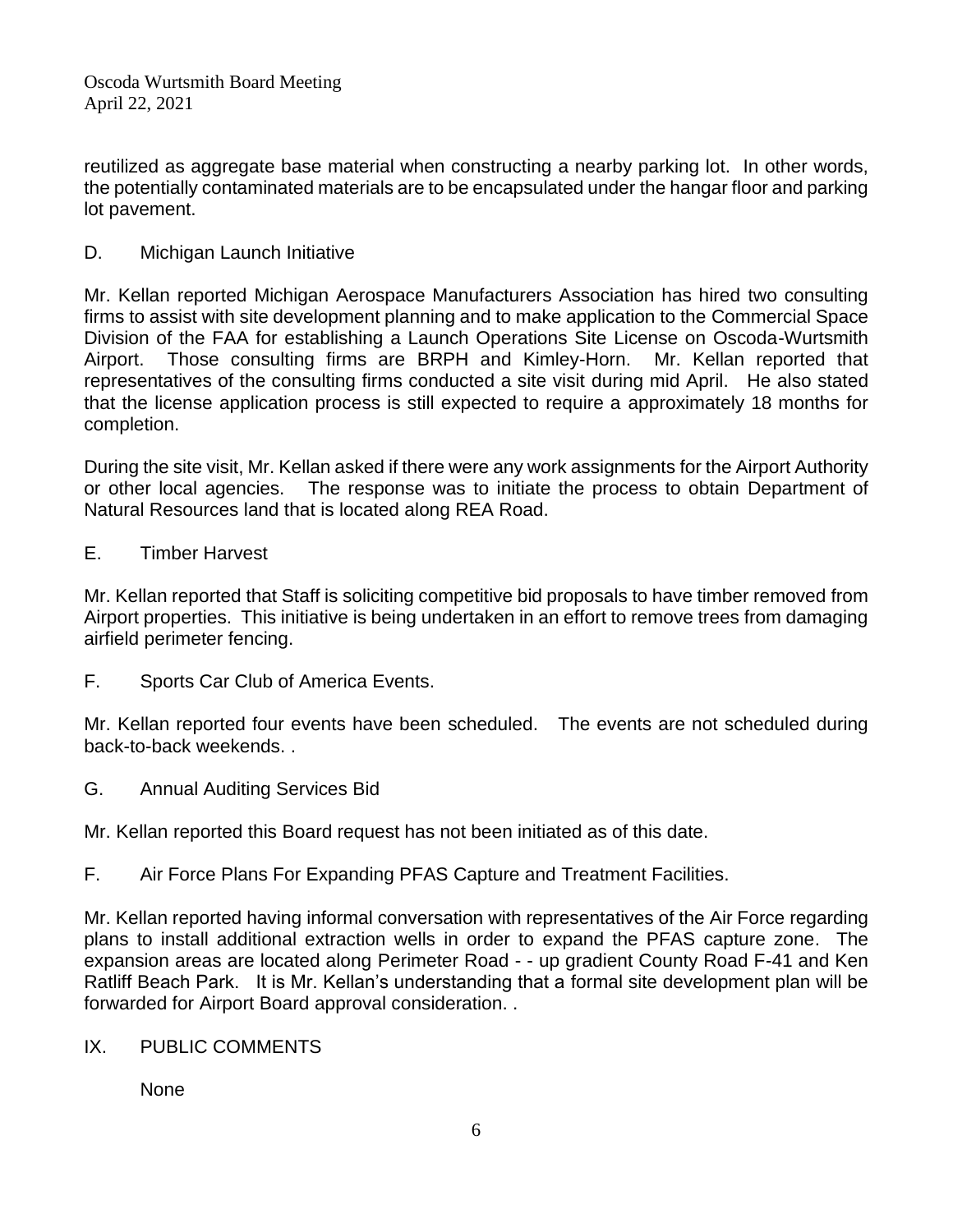reutilized as aggregate base material when constructing a nearby parking lot. In other words, the potentially contaminated materials are to be encapsulated under the hangar floor and parking lot pavement.

D. Michigan Launch Initiative

Mr. Kellan reported Michigan Aerospace Manufacturers Association has hired two consulting firms to assist with site development planning and to make application to the Commercial Space Division of the FAA for establishing a Launch Operations Site License on Oscoda-Wurtsmith Airport. Those consulting firms are BRPH and Kimley-Horn. Mr. Kellan reported that representatives of the consulting firms conducted a site visit during mid April. He also stated that the license application process is still expected to require a approximately 18 months for completion.

During the site visit, Mr. Kellan asked if there were any work assignments for the Airport Authority or other local agencies. The response was to initiate the process to obtain Department of Natural Resources land that is located along REA Road.

E. Timber Harvest

Mr. Kellan reported that Staff is soliciting competitive bid proposals to have timber removed from Airport properties. This initiative is being undertaken in an effort to remove trees from damaging airfield perimeter fencing.

F. Sports Car Club of America Events.

Mr. Kellan reported four events have been scheduled. The events are not scheduled during back-to-back weekends. .

G. Annual Auditing Services Bid

Mr. Kellan reported this Board request has not been initiated as of this date.

F. Air Force Plans For Expanding PFAS Capture and Treatment Facilities.

Mr. Kellan reported having informal conversation with representatives of the Air Force regarding plans to install additional extraction wells in order to expand the PFAS capture zone. The expansion areas are located along Perimeter Road - - up gradient County Road F-41 and Ken Ratliff Beach Park. It is Mr. Kellan's understanding that a formal site development plan will be forwarded for Airport Board approval consideration. .

IX. PUBLIC COMMENTS

None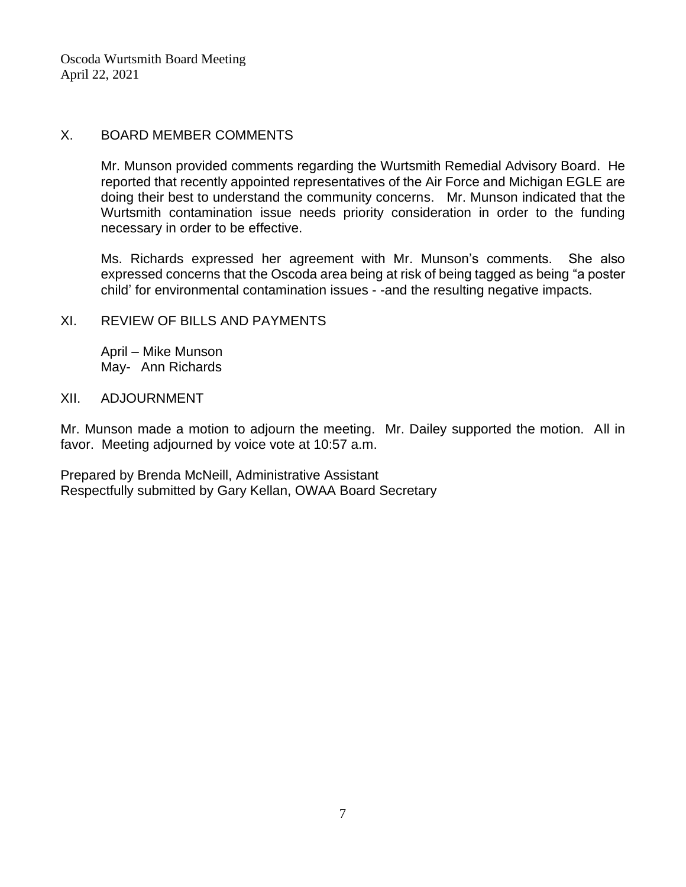## X. BOARD MEMBER COMMENTS

Mr. Munson provided comments regarding the Wurtsmith Remedial Advisory Board. He reported that recently appointed representatives of the Air Force and Michigan EGLE are doing their best to understand the community concerns. Mr. Munson indicated that the Wurtsmith contamination issue needs priority consideration in order to the funding necessary in order to be effective.

Ms. Richards expressed her agreement with Mr. Munson's comments. She also expressed concerns that the Oscoda area being at risk of being tagged as being "a poster child' for environmental contamination issues - -and the resulting negative impacts.

## XI. REVIEW OF BILLS AND PAYMENTS

April – Mike Munson
May- Ann Richards

## XII. ADJOURNMENT

Mr. Munson made a motion to adjourn the meeting. Mr. Dailey supported the motion. All in favor. Meeting adjourned by voice vote at 10:57 a.m.

Prepared by Brenda McNeill, Administrative Assistant
Respectfully submitted by Gary Kellan, OWAA Board Secretary